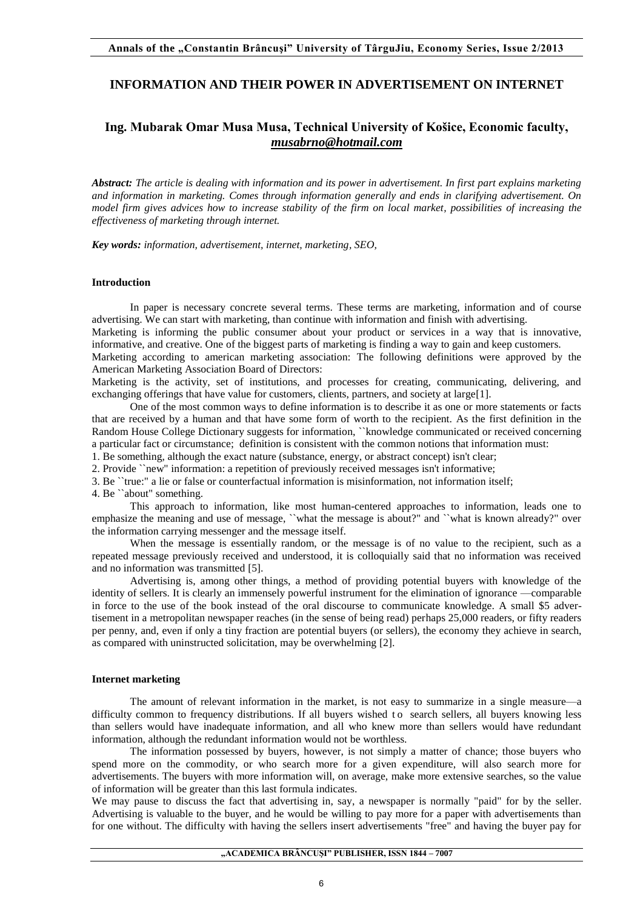# INFORMATION AND THEIR POWER IN ADVERTISEMENT ON INTERNET

## Ing. Mubarak Omar Musa Musa, Technical University of Košice, Economic faculty, *musabrno@hotmail.com*

***Abstract:*** *The article is dealing with information and its power in advertisement. In first part explains marketing and information in marketing. Comes through information generally and ends in clarifying advertisement. On model firm gives advices how to increase stability of the firm on local market, possibilities of increasing the effectiveness of marketing through internet.*

***Key words:*** *information, advertisement, internet, marketing, SEO,*

### Introduction

In paper is necessary concrete several terms. These terms are marketing, information and of course advertising. We can start with marketing, than continue with information and finish with advertising.

Marketing is informing the public consumer about your product or services in a way that is innovative, informative, and creative. One of the biggest parts of marketing is finding a way to gain and keep customers.

Marketing according to american marketing association: The following definitions were approved by the American Marketing Association Board of Directors:

Marketing is the activity, set of institutions, and processes for creating, communicating, delivering, and exchanging offerings that have value for customers, clients, partners, and society at large[1].

One of the most common ways to define information is to describe it as one or more statements or facts that are received by a human and that have some form of worth to the recipient. As the first definition in the Random House College Dictionary suggests for information, ``knowledge communicated or received concerning a particular fact or circumstance; definition is consistent with the common notions that information must:

1. Be something, although the exact nature (substance, energy, or abstract concept) isn't clear;
2. Provide ``new'' information: a repetition of previously received messages isn't informative;
3. Be ``true:'' a lie or false or counterfactual information is misinformation, not information itself;
4. Be ``about'' something.

This approach to information, like most human-centered approaches to information, leads one to emphasize the meaning and use of message, ``what the message is about?'' and ``what is known already?'' over the information carrying messenger and the message itself.

When the message is essentially random, or the message is of no value to the recipient, such as a repeated message previously received and understood, it is colloquially said that no information was received and no information was transmitted [5].

Advertising is, among other things, a method of providing potential buyers with knowledge of the identity of sellers. It is clearly an immensely powerful instrument for the elimination of ignorance —comparable in force to the use of the book instead of the oral discourse to communicate knowledge. A small $5 advertisement in a metropolitan newspaper reaches (in the sense of being read) perhaps 25,000 readers, or fifty readers per penny, and, even if only a tiny fraction are potential buyers (or sellers), the economy they achieve in search, as compared with uninstructed solicitation, may be overwhelming [2].

### Internet marketing

The amount of relevant information in the market, is not easy to summarize in a single measure—a difficulty common to frequency distributions. If all buyers wished to search sellers, all buyers knowing less than sellers would have inadequate information, and all who knew more than sellers would have redundant information, although the redundant information would not be worthless.

The information possessed by buyers, however, is not simply a matter of chance; those buyers who spend more on the commodity, or who search more for a given expenditure, will also search more for advertisements. The buyers with more information will, on average, make more extensive searches, so the value of information will be greater than this last formula indicates.

We may pause to discuss the fact that advertising in, say, a newspaper is normally "paid" for by the seller. Advertising is valuable to the buyer, and he would be willing to pay more for a paper with advertisements than for one without. The difficulty with having the sellers insert advertisements "free" and having the buyer pay for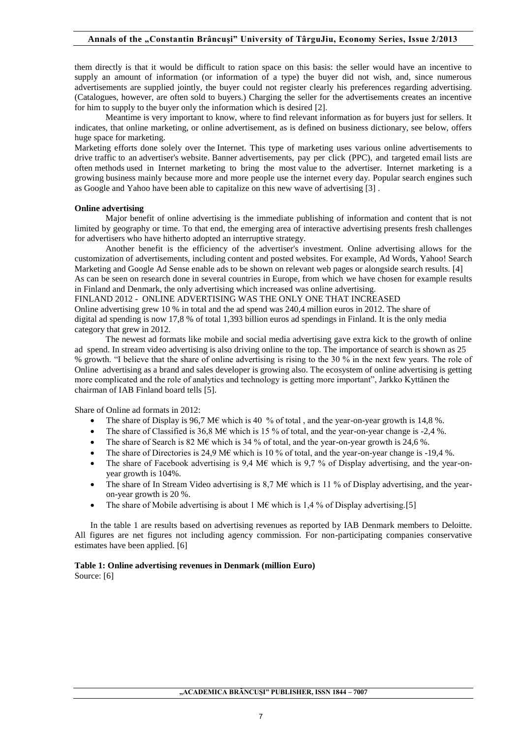them directly is that it would be difficult to ration space on this basis: the seller would have an incentive to supply an amount of information (or information of a type) the buyer did not wish, and, since numerous advertisements are supplied jointly, the buyer could not register clearly his preferences regarding advertising. (Catalogues, however, are often sold to buyers.) Charging the seller for the advertisements creates an incentive for him to supply to the buyer only the information which is desired [2].

Meantime is very important to know, where to find relevant information as for buyers just for sellers. It indicates, that online marketing, or online advertisement, as is defined on business dictionary, see below, offers huge space for marketing.

Marketing efforts done solely over the Internet. This type of marketing uses various online advertisements to drive traffic to an advertiser's website. Banner advertisements, pay per click (PPC), and targeted email lists are often methods used in Internet marketing to bring the most value to the advertiser. Internet marketing is a growing business mainly because more and more people use the internet every day. Popular search engines such as Google and Yahoo have been able to capitalize on this new wave of advertising [3] .

**Online advertising**

Major benefit of online advertising is the immediate publishing of information and content that is not limited by geography or time. To that end, the emerging area of interactive advertising presents fresh challenges for advertisers who have hitherto adopted an interruptive strategy.

Another benefit is the efficiency of the advertiser's investment. Online advertising allows for the customization of advertisements, including content and posted websites. For example, Ad Words, Yahoo! Search Marketing and Google Ad Sense enable ads to be shown on relevant web pages or alongside search results. [4]
As can be seen on research done in several countries in Europe, from which we have chosen for example results in Finland and Denmark, the only advertising which increased was online advertising.

FINLAND 2012 - ONLINE ADVERTISING WAS THE ONLY ONE THAT INCREASED

Online advertising grew 10 % in total and the ad spend was 240,4 million euros in 2012. The share of digital ad spending is now 17,8 % of total 1,393 billion euros ad spendings in Finland. It is the only media category that grew in 2012.

The newest ad formats like mobile and social media advertising gave extra kick to the growth of online ad spend. In stream video advertising is also driving online to the top. The importance of search is shown as 25 % growth. "I believe that the share of online advertising is rising to the 30 % in the next few years. The role of Online advertising as a brand and sales developer is growing also. The ecosystem of online advertising is getting more complicated and the role of analytics and technology is getting more important", Jarkko Kyttänen the chairman of IAB Finland board tells [5].

Share of Online ad formats in 2012:

- The share of Display is 96,7 M€ which is 40 % of total , and the year-on-year growth is 14,8 %.
- The share of Classified is 36,8 M€ which is 15 % of total, and the year-on-year change is -2,4 %.
- The share of Search is 82 M€ which is 34 % of total, and the year-on-year growth is 24,6 %.
- The share of Directories is 24,9 M€ which is 10 % of total, and the year-on-year change is -19,4 %.
- The share of Facebook advertising is 9,4 M€ which is 9,7 % of Display advertising, and the year-on-year growth is 104%.
- The share of In Stream Video advertising is 8,7 M€ which is 11 % of Display advertising, and the year-on-year growth is 20 %.
- The share of Mobile advertising is about 1 M€ which is 1,4 % of Display advertising.[5]

In the table 1 are results based on advertising revenues as reported by IAB Denmark members to Deloitte. All figures are net figures not including agency commission. For non-participating companies conservative estimates have been applied. [6]

**Table 1: Online advertising revenues in Denmark (million Euro)**

Source: [6]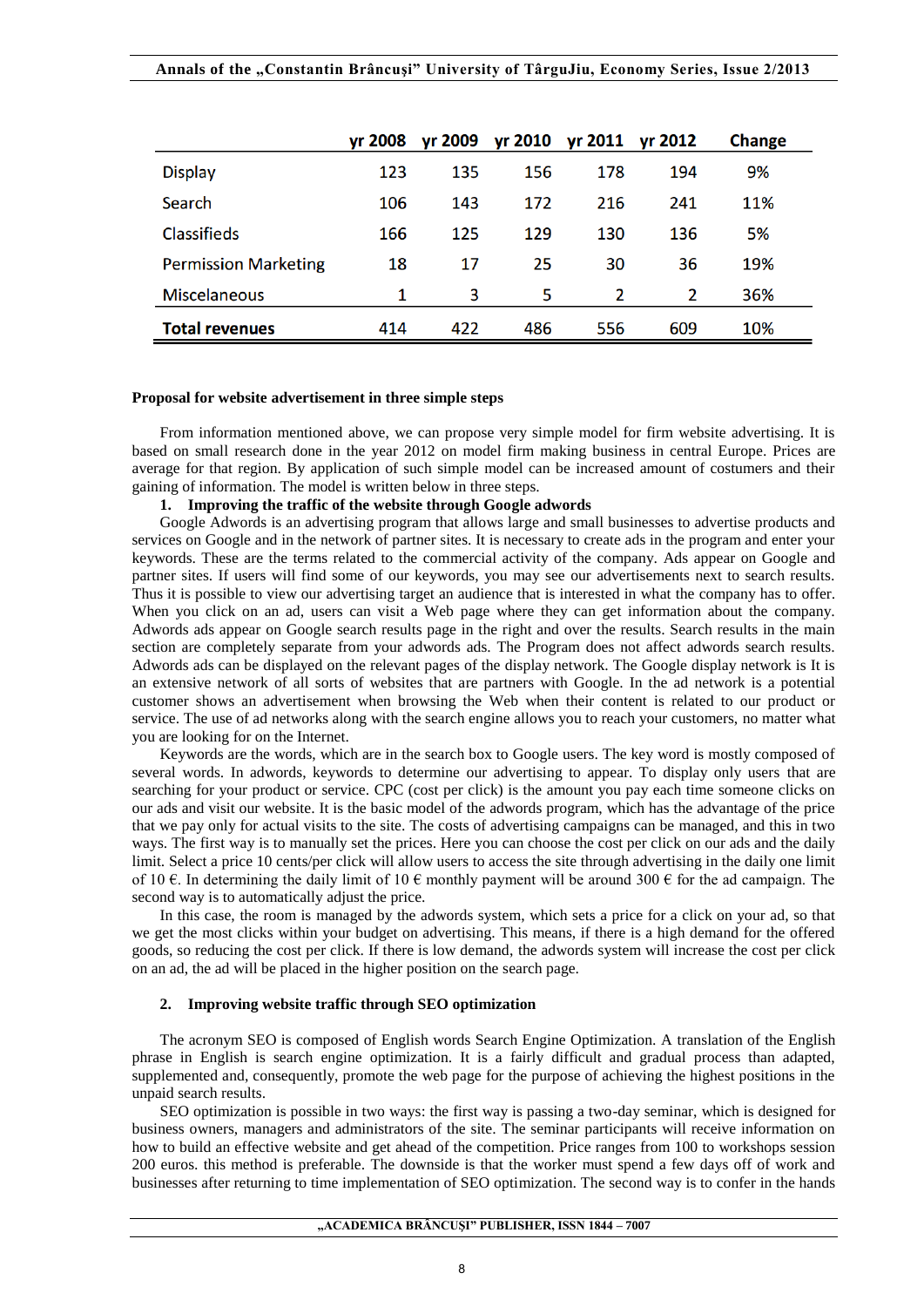|  | yr 2008 | yr 2009 | yr 2010 | yr 2011 | yr 2012 | Change |
|---|---|---|---|---|---|---|
| Display | 123 | 135 | 156 | 178 | 194 | 9% |
| Search | 106 | 143 | 172 | 216 | 241 | 11% |
| Classifieds | 166 | 125 | 129 | 130 | 136 | 5% |
| Permission Marketing | 18 | 17 | 25 | 30 | 36 | 19% |
| Miscelaneous | 1 | 3 | 5 | 2 | 2 | 36% |
| **Total revenues** | 414 | 422 | 486 | 556 | 609 | 10% |

**Proposal for website advertisement in three simple steps**

From information mentioned above, we can propose very simple model for firm website advertising. It is based on small research done in the year 2012 on model firm making business in central Europe. Prices are average for that region. By application of such simple model can be increased amount of costumers and their gaining of information. The model is written below in three steps.

**1. Improving the traffic of the website through Google adwords**

Google Adwords is an advertising program that allows large and small businesses to advertise products and services on Google and in the network of partner sites. It is necessary to create ads in the program and enter your keywords. These are the terms related to the commercial activity of the company. Ads appear on Google and partner sites. If users will find some of our keywords, you may see our advertisements next to search results. Thus it is possible to view our advertising target an audience that is interested in what the company has to offer. When you click on an ad, users can visit a Web page where they can get information about the company. Adwords ads appear on Google search results page in the right and over the results. Search results in the main section are completely separate from your adwords ads. The Program does not affect adwords search results. Adwords ads can be displayed on the relevant pages of the display network. The Google display network is It is an extensive network of all sorts of websites that are partners with Google. In the ad network is a potential customer shows an advertisement when browsing the Web when their content is related to our product or service. The use of ad networks along with the search engine allows you to reach your customers, no matter what you are looking for on the Internet.

Keywords are the words, which are in the search box to Google users. The key word is mostly composed of several words. In adwords, keywords to determine our advertising to appear. To display only users that are searching for your product or service. CPC (cost per click) is the amount you pay each time someone clicks on our ads and visit our website. It is the basic model of the adwords program, which has the advantage of the price that we pay only for actual visits to the site. The costs of advertising campaigns can be managed, and this in two ways. The first way is to manually set the prices. Here you can choose the cost per click on our ads and the daily limit. Select a price 10 cents/per click will allow users to access the site through advertising in the daily one limit of 10 €. In determining the daily limit of 10 € monthly payment will be around 300 € for the ad campaign. The second way is to automatically adjust the price.

In this case, the room is managed by the adwords system, which sets a price for a click on your ad, so that we get the most clicks within your budget on advertising. This means, if there is a high demand for the offered goods, so reducing the cost per click. If there is low demand, the adwords system will increase the cost per click on an ad, the ad will be placed in the higher position on the search page.

**2. Improving website traffic through SEO optimization**

The acronym SEO is composed of English words Search Engine Optimization. A translation of the English phrase in English is search engine optimization. It is a fairly difficult and gradual process than adapted, supplemented and, consequently, promote the web page for the purpose of achieving the highest positions in the unpaid search results.

SEO optimization is possible in two ways: the first way is passing a two-day seminar, which is designed for business owners, managers and administrators of the site. The seminar participants will receive information on how to build an effective website and get ahead of the competition. Price ranges from 100 to workshops session 200 euros. this method is preferable. The downside is that the worker must spend a few days off of work and businesses after returning to time implementation of SEO optimization. The second way is to confer in the hands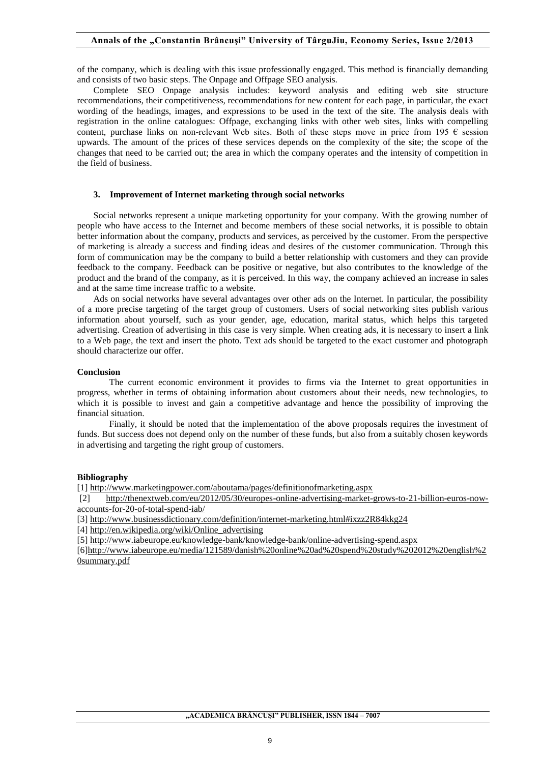of the company, which is dealing with this issue professionally engaged. This method is financially demanding and consists of two basic steps. The Onpage and Offpage SEO analysis.

Complete SEO Onpage analysis includes: keyword analysis and editing web site structure recommendations, their competitiveness, recommendations for new content for each page, in particular, the exact wording of the headings, images, and expressions to be used in the text of the site. The analysis deals with registration in the online catalogues: Offpage, exchanging links with other web sites, links with compelling content, purchase links on non-relevant Web sites. Both of these steps move in price from 195 € session upwards. The amount of the prices of these services depends on the complexity of the site; the scope of the changes that need to be carried out; the area in which the company operates and the intensity of competition in the field of business.

### 3. Improvement of Internet marketing through social networks

Social networks represent a unique marketing opportunity for your company. With the growing number of people who have access to the Internet and become members of these social networks, it is possible to obtain better information about the company, products and services, as perceived by the customer. From the perspective of marketing is already a success and finding ideas and desires of the customer communication. Through this form of communication may be the company to build a better relationship with customers and they can provide feedback to the company. Feedback can be positive or negative, but also contributes to the knowledge of the product and the brand of the company, as it is perceived. In this way, the company achieved an increase in sales and at the same time increase traffic to a website.

Ads on social networks have several advantages over other ads on the Internet. In particular, the possibility of a more precise targeting of the target group of customers. Users of social networking sites publish various information about yourself, such as your gender, age, education, marital status, which helps this targeted advertising. Creation of advertising in this case is very simple. When creating ads, it is necessary to insert a link to a Web page, the text and insert the photo. Text ads should be targeted to the exact customer and photograph should characterize our offer.

### Conclusion

The current economic environment it provides to firms via the Internet to great opportunities in progress, whether in terms of obtaining information about customers about their needs, new technologies, to which it is possible to invest and gain a competitive advantage and hence the possibility of improving the financial situation.

Finally, it should be noted that the implementation of the above proposals requires the investment of funds. But success does not depend only on the number of these funds, but also from a suitably chosen keywords in advertising and targeting the right group of customers.

### Bibliography

[1] http://www.marketingpower.com/aboutama/pages/definitionofmarketing.aspx

[2] http://thenextweb.com/eu/2012/05/30/europes-online-advertising-market-grows-to-21-billion-euros-now-accounts-for-20-of-total-spend-iab/

[3] http://www.businessdictionary.com/definition/internet-marketing.html#ixzz2R84kkg24

[4] http://en.wikipedia.org/wiki/Online_advertising

[5] http://www.iabeurope.eu/knowledge-bank/knowledge-bank/online-advertising-spend.aspx

[6]http://www.iabeurope.eu/media/121589/danish%20online%20ad%20spend%20study%202012%20english%20summary.pdf